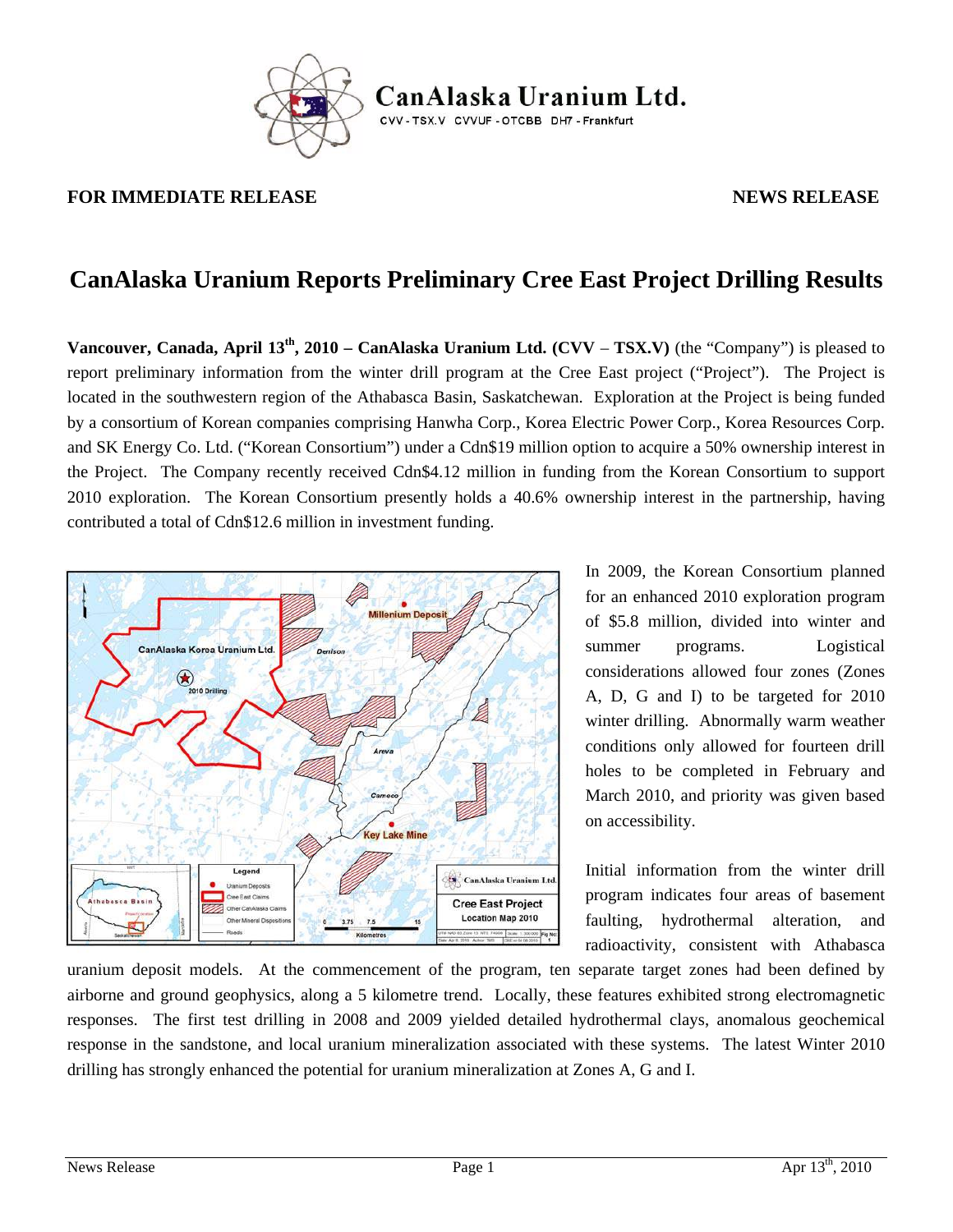CanAlaska Uranium Ltd.

CVV - TSX.V CVVUF - OTCBB DH7 - Frankfurt

**FOR IMMEDIATE RELEASE** **NEWS RELEASE**

# CanAlaska Uranium Reports Preliminary Cree East Project Drilling Results

**Vancouver, Canada, April 13th, 2010 – CanAlaska Uranium Ltd. (CVV – TSX.V)** (the "Company") is pleased to report preliminary information from the winter drill program at the Cree East project ("Project"). The Project is located in the southwestern region of the Athabasca Basin, Saskatchewan. Exploration at the Project is being funded by a consortium of Korean companies comprising Hanwha Corp., Korea Electric Power Corp., Korea Resources Corp. and SK Energy Co. Ltd. ("Korean Consortium") under a Cdn$19 million option to acquire a 50% ownership interest in the Project. The Company recently received Cdn$4.12 million in funding from the Korean Consortium to support 2010 exploration. The Korean Consortium presently holds a 40.6% ownership interest in the partnership, having contributed a total of Cdn$12.6 million in investment funding.

In 2009, the Korean Consortium planned for an enhanced 2010 exploration program of $5.8 million, divided into winter and summer programs. Logistical considerations allowed four zones (Zones A, D, G and I) to be targeted for 2010 winter drilling. Abnormally warm weather conditions only allowed for fourteen drill holes to be completed in February and March 2010, and priority was given based on accessibility.

Initial information from the winter drill program indicates four areas of basement faulting, hydrothermal alteration, and radioactivity, consistent with Athabasca uranium deposit models. At the commencement of the program, ten separate target zones had been defined by airborne and ground geophysics, along a 5 kilometre trend. Locally, these features exhibited strong electromagnetic responses. The first test drilling in 2008 and 2009 yielded detailed hydrothermal clays, anomalous geochemical response in the sandstone, and local uranium mineralization associated with these systems. The latest Winter 2010 drilling has strongly enhanced the potential for uranium mineralization at Zones A, G and I.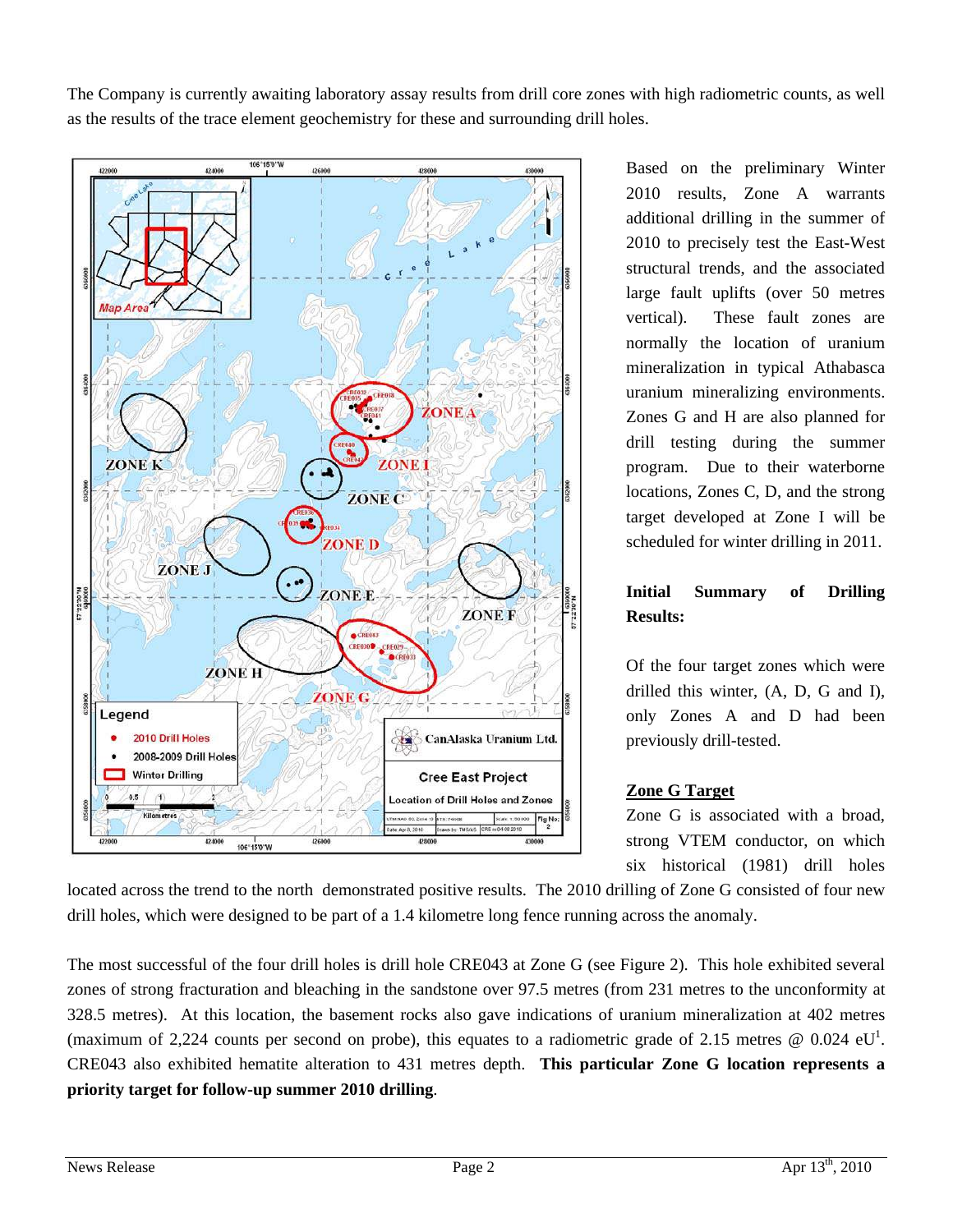The Company is currently awaiting laboratory assay results from drill core zones with high radiometric counts, as well as the results of the trace element geochemistry for these and surrounding drill holes.

Based on the preliminary Winter 2010 results, Zone A warrants additional drilling in the summer of 2010 to precisely test the East-West structural trends, and the associated large fault uplifts (over 50 metres vertical). These fault zones are normally the location of uranium mineralization in typical Athabasca uranium mineralizing environments. Zones G and H are also planned for drill testing during the summer program. Due to their waterborne locations, Zones C, D, and the strong target developed at Zone I will be scheduled for winter drilling in 2011.

**Initial Summary of Drilling Results:**

Of the four target zones which were drilled this winter, (A, D, G and I), only Zones A and D had been previously drill-tested.

**Zone G Target**

Zone G is associated with a broad, strong VTEM conductor, on which six historical (1981) drill holes located across the trend to the north demonstrated positive results. The 2010 drilling of Zone G consisted of four new drill holes, which were designed to be part of a 1.4 kilometre long fence running across the anomaly.

The most successful of the four drill holes is drill hole CRE043 at Zone G (see Figure 2). This hole exhibited several zones of strong fracturation and bleaching in the sandstone over 97.5 metres (from 231 metres to the unconformity at 328.5 metres). At this location, the basement rocks also gave indications of uranium mineralization at 402 metres (maximum of 2,224 counts per second on probe), this equates to a radiometric grade of 2.15 metres @ 0.024 eU[1]. CRE043 also exhibited hematite alteration to 431 metres depth. **This particular Zone G location represents a priority target for follow-up summer 2010 drilling**.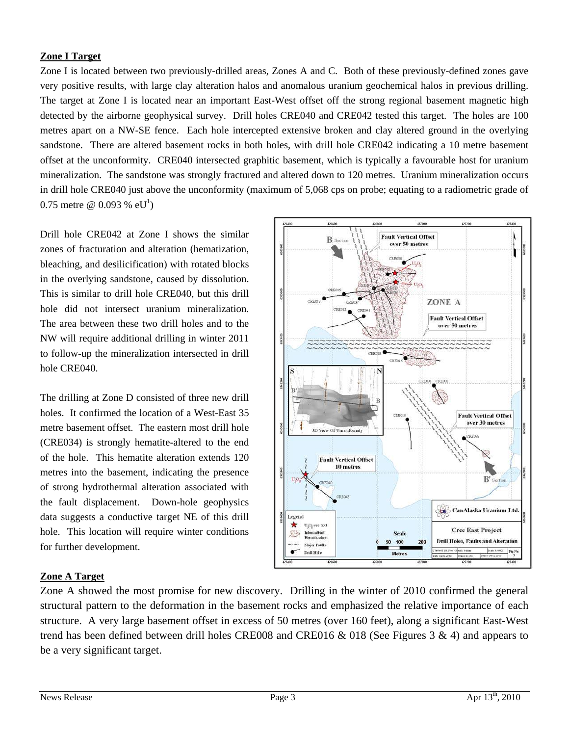**Zone I Target**

Zone I is located between two previously-drilled areas, Zones A and C. Both of these previously-defined zones gave very positive results, with large clay alteration halos and anomalous uranium geochemical halos in previous drilling. The target at Zone I is located near an important East-West offset off the strong regional basement magnetic high detected by the airborne geophysical survey. Drill holes CRE040 and CRE042 tested this target. The holes are 100 metres apart on a NW-SE fence. Each hole intercepted extensive broken and clay altered ground in the overlying sandstone. There are altered basement rocks in both holes, with drill hole CRE042 indicating a 10 metre basement offset at the unconformity. CRE040 intersected graphitic basement, which is typically a favourable host for uranium mineralization. The sandstone was strongly fractured and altered down to 120 metres. Uranium mineralization occurs in drill hole CRE040 just above the unconformity (maximum of 5,068 cps on probe; equating to a radiometric grade of 0.75 metre @ 0.093 % eU[1])

Drill hole CRE042 at Zone I shows the similar zones of fracturation and alteration (hematization, bleaching, and desilicification) with rotated blocks in the overlying sandstone, caused by dissolution. This is similar to drill hole CRE040, but this drill hole did not intersect uranium mineralization. The area between these two drill holes and to the NW will require additional drilling in winter 2011 to follow-up the mineralization intersected in drill hole CRE040.

The drilling at Zone D consisted of three new drill holes. It confirmed the location of a West-East 35 metre basement offset. The eastern most drill hole (CRE034) is strongly hematite-altered to the end of the hole. This hematite alteration extends 120 metres into the basement, indicating the presence of strong hydrothermal alteration associated with the fault displacement. Down-hole geophysics data suggests a conductive target NE of this drill hole. This location will require winter conditions for further development.

**Zone A Target**

Zone A showed the most promise for new discovery. Drilling in the winter of 2010 confirmed the general structural pattern to the deformation in the basement rocks and emphasized the relative importance of each structure. A very large basement offset in excess of 50 metres (over 160 feet), along a significant East-West trend has been defined between drill holes CRE008 and CRE016 & 018 (See Figures 3 & 4) and appears to be a very significant target.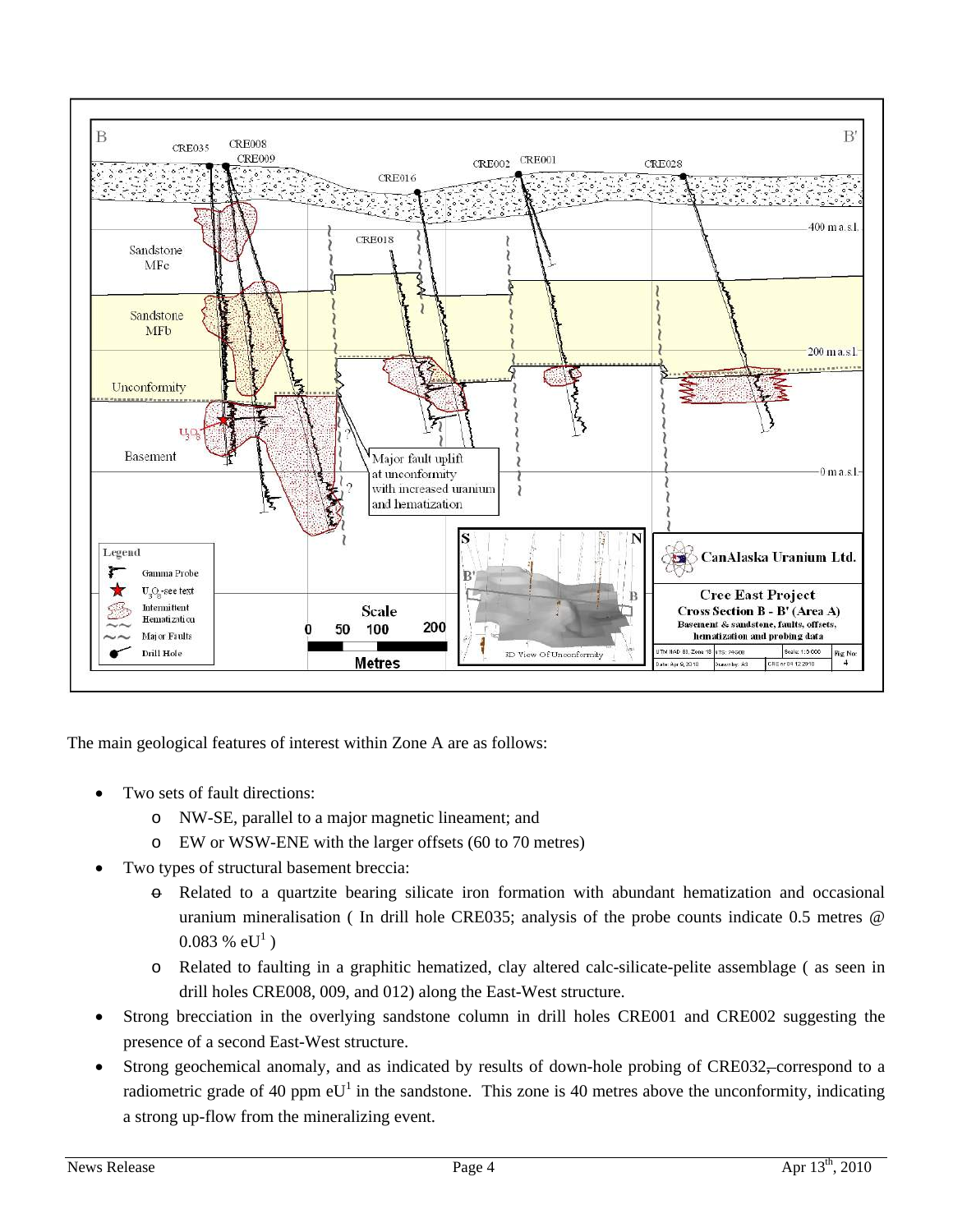The main geological features of interest within Zone A are as follows:

- Two sets of fault directions:
  - NW-SE, parallel to a major magnetic lineament; and
  - EW or WSW-ENE with the larger offsets (60 to 70 metres)
- Two types of structural basement breccia:
  - Related to a quartzite bearing silicate iron formation with abundant hematization and occasional uranium mineralisation ( In drill hole CRE035; analysis of the probe counts indicate 0.5 metres @ 0.083 % eU[1] )
  - Related to faulting in a graphitic hematized, clay altered calc-silicate-pelite assemblage ( as seen in drill holes CRE008, 009, and 012) along the East-West structure.
- Strong brecciation in the overlying sandstone column in drill holes CRE001 and CRE002 suggesting the presence of a second East-West structure.
- Strong geochemical anomaly, and as indicated by results of down-hole probing of CRE032, correspond to a radiometric grade of 40 ppm eU[1] in the sandstone. This zone is 40 metres above the unconformity, indicating a strong up-flow from the mineralizing event.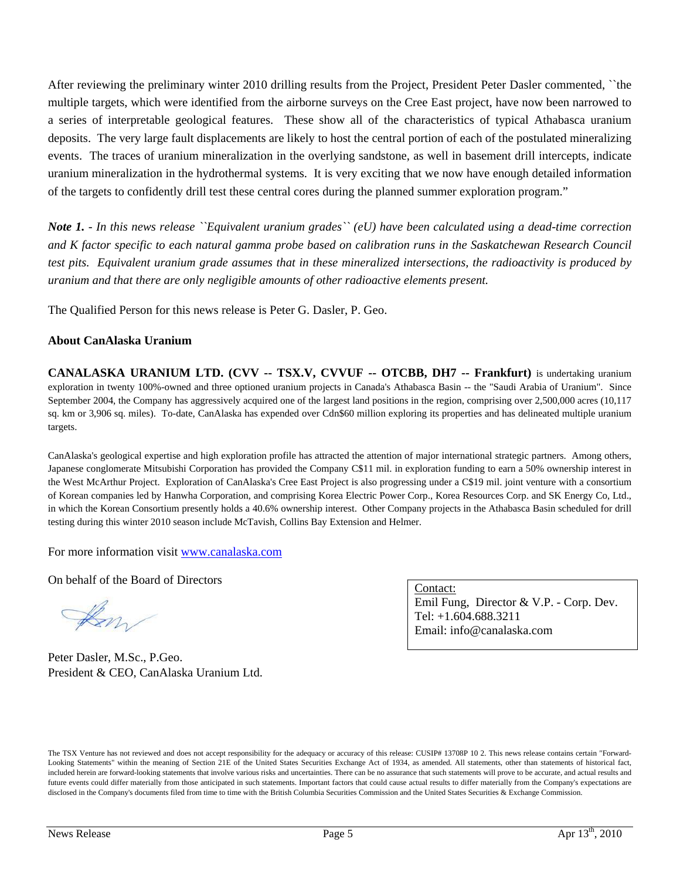After reviewing the preliminary winter 2010 drilling results from the Project, President Peter Dasler commented, ``the multiple targets, which were identified from the airborne surveys on the Cree East project, have now been narrowed to a series of interpretable geological features. These show all of the characteristics of typical Athabasca uranium deposits. The very large fault displacements are likely to host the central portion of each of the postulated mineralizing events. The traces of uranium mineralization in the overlying sandstone, as well in basement drill intercepts, indicate uranium mineralization in the hydrothermal systems. It is very exciting that we now have enough detailed information of the targets to confidently drill test these central cores during the planned summer exploration program."

***Note 1.*** *- In this news release ``Equivalent uranium grades`` (eU) have been calculated using a dead-time correction and K factor specific to each natural gamma probe based on calibration runs in the Saskatchewan Research Council test pits. Equivalent uranium grade assumes that in these mineralized intersections, the radioactivity is produced by uranium and that there are only negligible amounts of other radioactive elements present.*

The Qualified Person for this news release is Peter G. Dasler, P. Geo.

**About CanAlaska Uranium**

**CANALASKA URANIUM LTD. (CVV -- TSX.V, CVVUF -- OTCBB, DH7 -- Frankfurt)** is undertaking uranium exploration in twenty 100%-owned and three optioned uranium projects in Canada's Athabasca Basin -- the "Saudi Arabia of Uranium". Since September 2004, the Company has aggressively acquired one of the largest land positions in the region, comprising over 2,500,000 acres (10,117 sq. km or 3,906 sq. miles). To-date, CanAlaska has expended over Cdn$60 million exploring its properties and has delineated multiple uranium targets.

CanAlaska's geological expertise and high exploration profile has attracted the attention of major international strategic partners. Among others, Japanese conglomerate Mitsubishi Corporation has provided the Company C$11 mil. in exploration funding to earn a 50% ownership interest in the West McArthur Project. Exploration of CanAlaska's Cree East Project is also progressing under a C$19 mil. joint venture with a consortium of Korean companies led by Hanwha Corporation, and comprising Korea Electric Power Corp., Korea Resources Corp. and SK Energy Co, Ltd., in which the Korean Consortium presently holds a 40.6% ownership interest. Other Company projects in the Athabasca Basin scheduled for drill testing during this winter 2010 season include McTavish, Collins Bay Extension and Helmer.

For more information visit www.canalaska.com

On behalf of the Board of Directors

Peter Dasler, M.Sc., P.Geo.
President & CEO, CanAlaska Uranium Ltd.

Contact:
Emil Fung, Director & V.P. - Corp. Dev.
Tel: +1.604.688.3211
Email: info@canalaska.com

The TSX Venture has not reviewed and does not accept responsibility for the adequacy or accuracy of this release: CUSIP# 13708P 10 2. This news release contains certain "Forward-Looking Statements" within the meaning of Section 21E of the United States Securities Exchange Act of 1934, as amended. All statements, other than statements of historical fact, included herein are forward-looking statements that involve various risks and uncertainties. There can be no assurance that such statements will prove to be accurate, and actual results and future events could differ materially from those anticipated in such statements. Important factors that could cause actual results to differ materially from the Company's expectations are disclosed in the Company's documents filed from time to time with the British Columbia Securities Commission and the United States Securities & Exchange Commission.